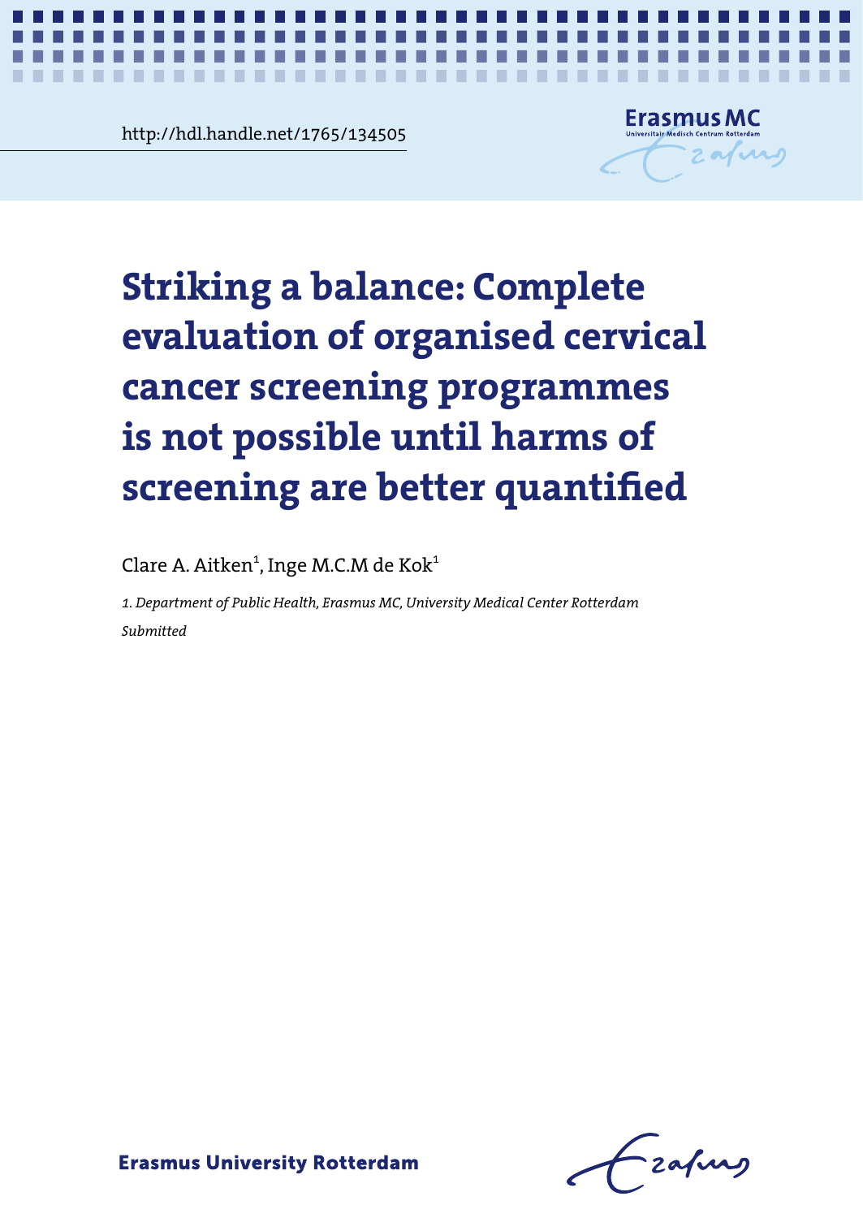http://hdl.handle.net/1765/134505

# Striking a balance: Complete evaluation of organised cervical cancer screening programmes is not possible until harms of screening are better quantified

Clare A. Aitken[1], Inge M.C.M de Kok[1]

*1. Department of Public Health, Erasmus MC, University Medical Center Rotterdam*

*Submitted*

**Erasmus University Rotterdam**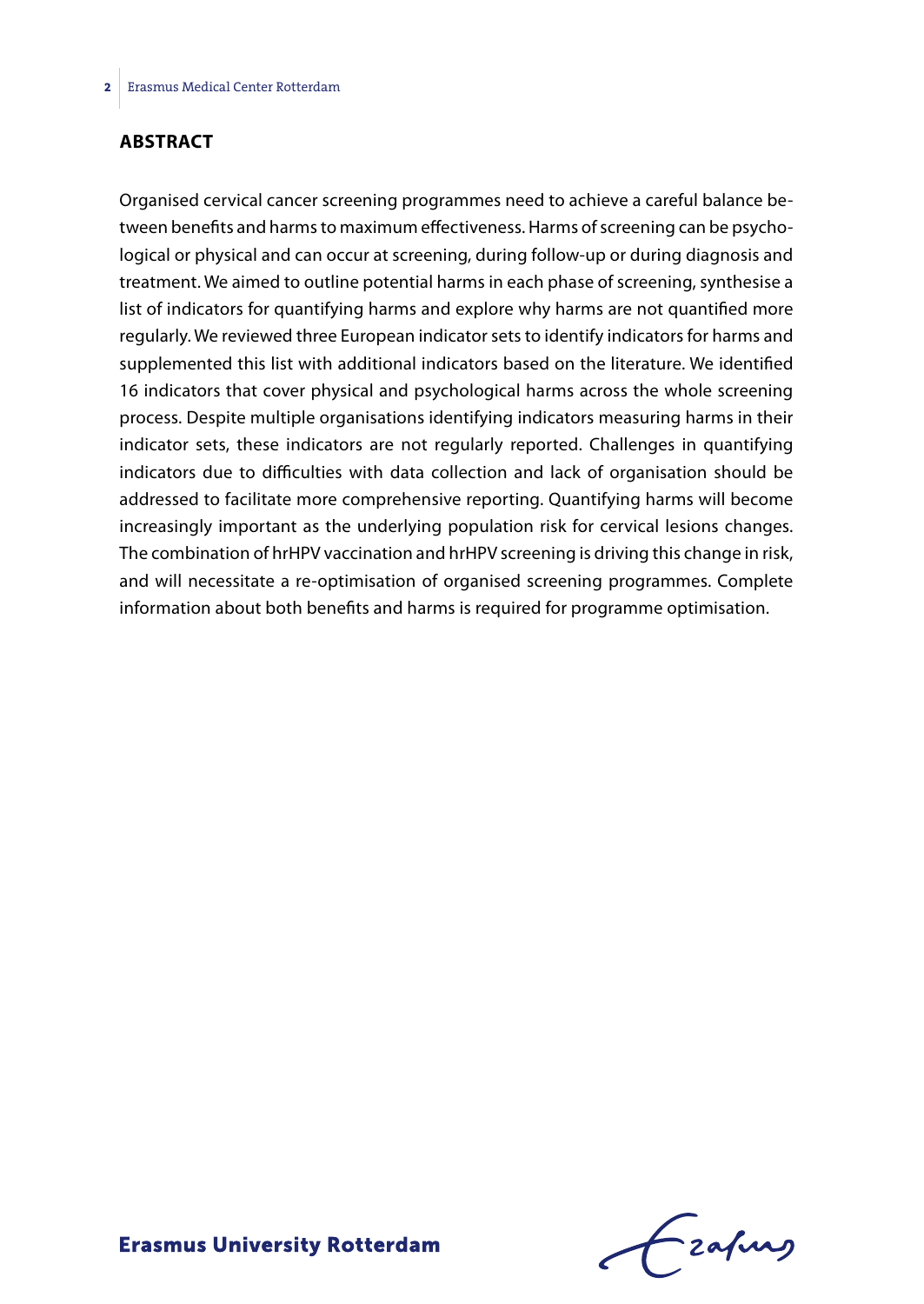## ABSTRACT

Organised cervical cancer screening programmes need to achieve a careful balance between benefits and harms to maximum effectiveness. Harms of screening can be psychological or physical and can occur at screening, during follow-up or during diagnosis and treatment. We aimed to outline potential harms in each phase of screening, synthesise a list of indicators for quantifying harms and explore why harms are not quantified more regularly. We reviewed three European indicator sets to identify indicators for harms and supplemented this list with additional indicators based on the literature. We identified 16 indicators that cover physical and psychological harms across the whole screening process. Despite multiple organisations identifying indicators measuring harms in their indicator sets, these indicators are not regularly reported. Challenges in quantifying indicators due to difficulties with data collection and lack of organisation should be addressed to facilitate more comprehensive reporting. Quantifying harms will become increasingly important as the underlying population risk for cervical lesions changes. The combination of hrHPV vaccination and hrHPV screening is driving this change in risk, and will necessitate a re-optimisation of organised screening programmes. Complete information about both benefits and harms is required for programme optimisation.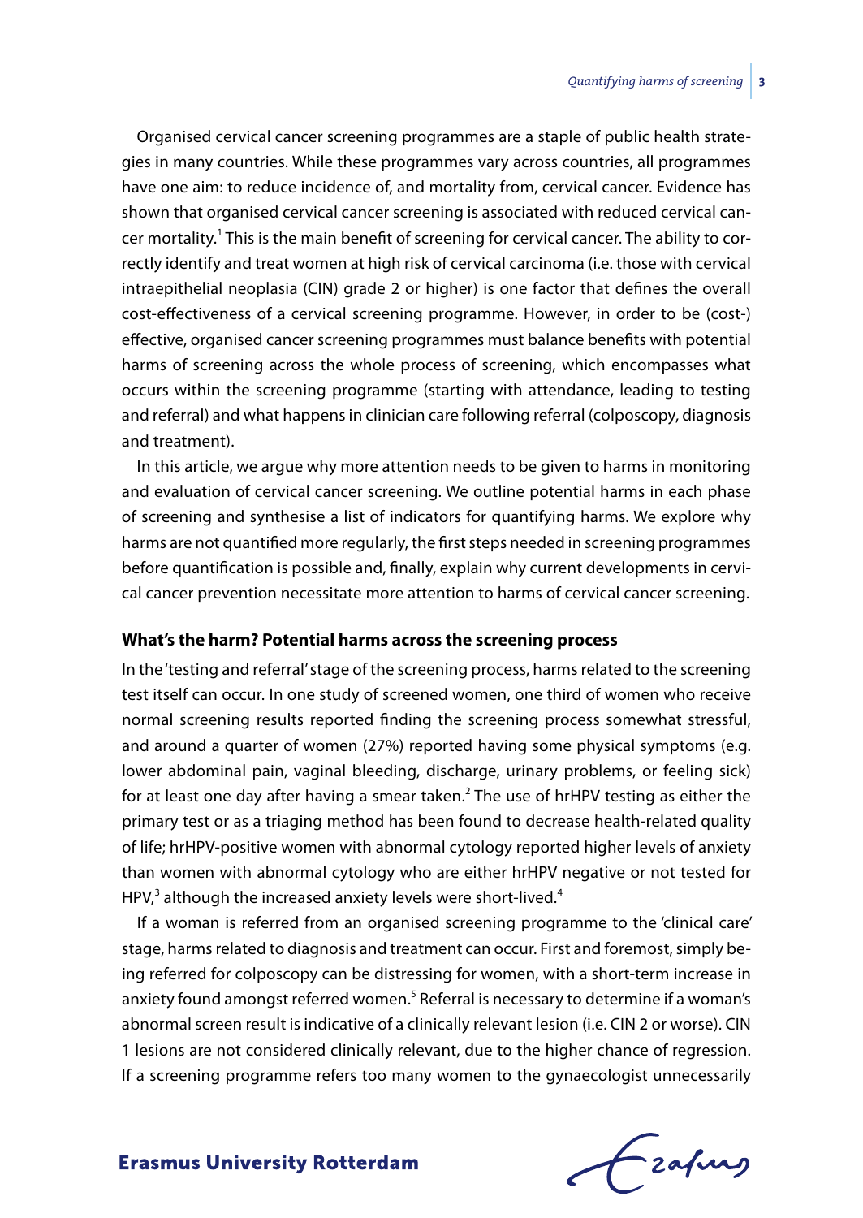Organised cervical cancer screening programmes are a staple of public health strategies in many countries. While these programmes vary across countries, all programmes have one aim: to reduce incidence of, and mortality from, cervical cancer. Evidence has shown that organised cervical cancer screening is associated with reduced cervical cancer mortality.[1] This is the main benefit of screening for cervical cancer. The ability to correctly identify and treat women at high risk of cervical carcinoma (i.e. those with cervical intraepithelial neoplasia (CIN) grade 2 or higher) is one factor that defines the overall cost-effectiveness of a cervical screening programme. However, in order to be (cost-) effective, organised cancer screening programmes must balance benefits with potential harms of screening across the whole process of screening, which encompasses what occurs within the screening programme (starting with attendance, leading to testing and referral) and what happens in clinician care following referral (colposcopy, diagnosis and treatment).

In this article, we argue why more attention needs to be given to harms in monitoring and evaluation of cervical cancer screening. We outline potential harms in each phase of screening and synthesise a list of indicators for quantifying harms. We explore why harms are not quantified more regularly, the first steps needed in screening programmes before quantification is possible and, finally, explain why current developments in cervical cancer prevention necessitate more attention to harms of cervical cancer screening.

## What's the harm? Potential harms across the screening process

In the 'testing and referral' stage of the screening process, harms related to the screening test itself can occur. In one study of screened women, one third of women who receive normal screening results reported finding the screening process somewhat stressful, and around a quarter of women (27%) reported having some physical symptoms (e.g. lower abdominal pain, vaginal bleeding, discharge, urinary problems, or feeling sick) for at least one day after having a smear taken.[2] The use of hrHPV testing as either the primary test or as a triaging method has been found to decrease health-related quality of life; hrHPV-positive women with abnormal cytology reported higher levels of anxiety than women with abnormal cytology who are either hrHPV negative or not tested for HPV,[3] although the increased anxiety levels were short-lived.[4]

If a woman is referred from an organised screening programme to the 'clinical care' stage, harms related to diagnosis and treatment can occur. First and foremost, simply being referred for colposcopy can be distressing for women, with a short-term increase in anxiety found amongst referred women.[5] Referral is necessary to determine if a woman's abnormal screen result is indicative of a clinically relevant lesion (i.e. CIN 2 or worse). CIN 1 lesions are not considered clinically relevant, due to the higher chance of regression. If a screening programme refers too many women to the gynaecologist unnecessarily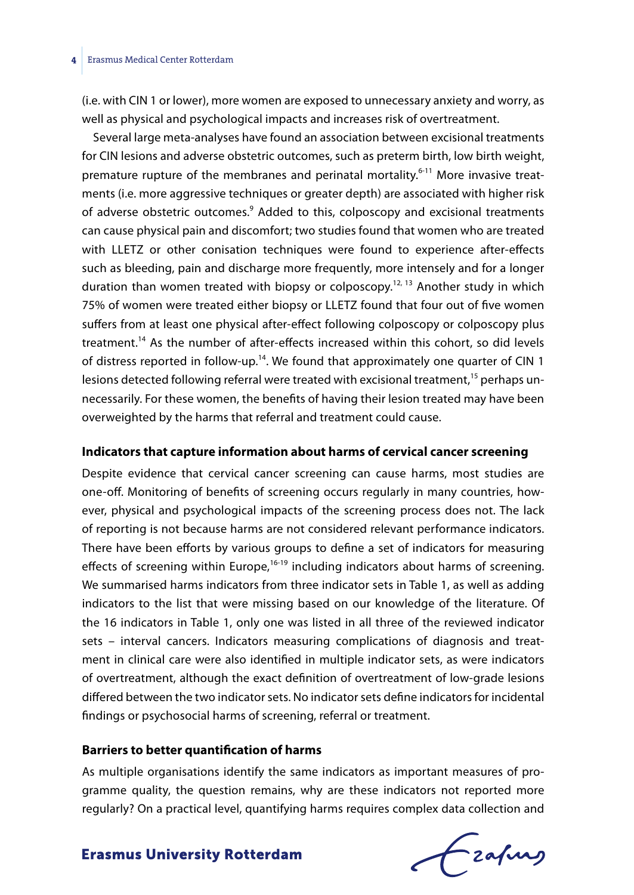(i.e. with CIN 1 or lower), more women are exposed to unnecessary anxiety and worry, as well as physical and psychological impacts and increases risk of overtreatment.

Several large meta-analyses have found an association between excisional treatments for CIN lesions and adverse obstetric outcomes, such as preterm birth, low birth weight, premature rupture of the membranes and perinatal mortality.[6-11] More invasive treatments (i.e. more aggressive techniques or greater depth) are associated with higher risk of adverse obstetric outcomes.[9] Added to this, colposcopy and excisional treatments can cause physical pain and discomfort; two studies found that women who are treated with LLETZ or other conisation techniques were found to experience after-effects such as bleeding, pain and discharge more frequently, more intensely and for a longer duration than women treated with biopsy or colposcopy.[12, 13] Another study in which 75% of women were treated either biopsy or LLETZ found that four out of five women suffers from at least one physical after-effect following colposcopy or colposcopy plus treatment.[14] As the number of after-effects increased within this cohort, so did levels of distress reported in follow-up.[14]. We found that approximately one quarter of CIN 1 lesions detected following referral were treated with excisional treatment,[15] perhaps unnecessarily. For these women, the benefits of having their lesion treated may have been overweighted by the harms that referral and treatment could cause.

### Indicators that capture information about harms of cervical cancer screening

Despite evidence that cervical cancer screening can cause harms, most studies are one-off. Monitoring of benefits of screening occurs regularly in many countries, however, physical and psychological impacts of the screening process does not. The lack of reporting is not because harms are not considered relevant performance indicators. There have been efforts by various groups to define a set of indicators for measuring effects of screening within Europe,[16-19] including indicators about harms of screening. We summarised harms indicators from three indicator sets in Table 1, as well as adding indicators to the list that were missing based on our knowledge of the literature. Of the 16 indicators in Table 1, only one was listed in all three of the reviewed indicator sets – interval cancers. Indicators measuring complications of diagnosis and treatment in clinical care were also identified in multiple indicator sets, as were indicators of overtreatment, although the exact definition of overtreatment of low-grade lesions differed between the two indicator sets. No indicator sets define indicators for incidental findings or psychosocial harms of screening, referral or treatment.

### Barriers to better quantification of harms

As multiple organisations identify the same indicators as important measures of programme quality, the question remains, why are these indicators not reported more regularly? On a practical level, quantifying harms requires complex data collection and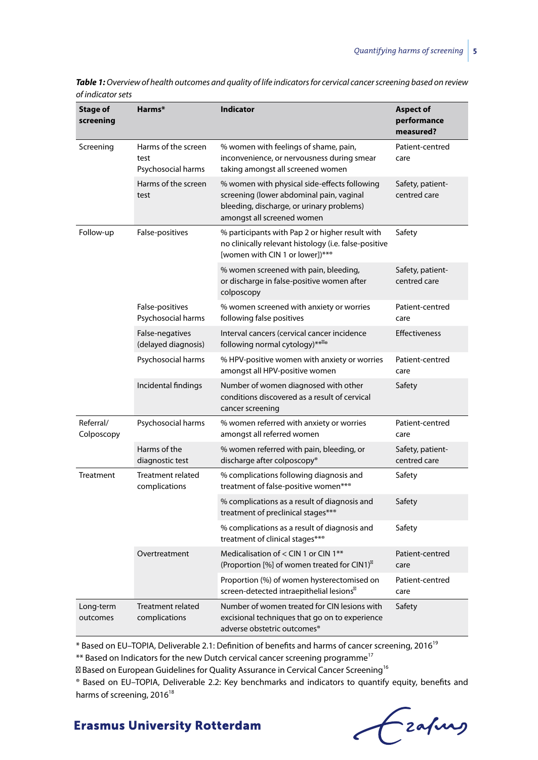***Table 1:** Overview of health outcomes and quality of life indicators for cervical cancer screening based on review of indicator sets*

| Stage of screening | Harms* | Indicator | Aspect of performance measured? |
|---|---|---|---|
| Screening | Harms of the screen test Psychosocial harms | % women with feelings of shame, pain, inconvenience, or nervousness during smear taking amongst all screened women | Patient-centred care |
| | Harms of the screen test | % women with physical side-effects following screening (lower abdominal pain, vaginal bleeding, discharge, or urinary problems) amongst all screened women | Safety, patient-centred care |
| Follow-up | False-positives | % participants with Pap 2 or higher result with no clinically relevant histology (i.e. false-positive [women with CIN 1 or lower])**® | Safety |
| | | % women screened with pain, bleeding, or discharge in false-positive women after colposcopy | Safety, patient-centred care |
| | False-positives Psychosocial harms | % women screened with anxiety or worries following false positives | Patient-centred care |
| | False-negatives (delayed diagnosis) | Interval cancers (cervical cancer incidence following normal cytology)**⊠® | Effectiveness |
| | Psychosocial harms | % HPV-positive women with anxiety or worries amongst all HPV-positive women | Patient-centred care |
| | Incidental findings | Number of women diagnosed with other conditions discovered as a result of cervical cancer screening | Safety |
| Referral/ Colposcopy | Psychosocial harms | % women referred with anxiety or worries amongst all referred women | Patient-centred care |
| | Harms of the diagnostic test | % women referred with pain, bleeding, or discharge after colposcopy® | Safety, patient-centred care |
| Treatment | Treatment related complications | % complications following diagnosis and treatment of false-positive women**® | Safety |
| | | % complications as a result of diagnosis and treatment of preclinical stages**® | Safety |
| | | % complications as a result of diagnosis and treatment of clinical stages**® | Safety |
| | Overtreatment | Medicalisation of < CIN 1 or CIN 1** (Proportion [%] of women treated for CIN1)⊠ | Patient-centred care |
| | | Proportion (%) of women hysterectomised on screen-detected intraepithelial lesions⊠ | Patient-centred care |
| Long-term outcomes | Treatment related complications | Number of women treated for CIN lesions with excisional techniques that go on to experience adverse obstetric outcomes® | Safety |

\* Based on EU–TOPIA, Deliverable 2.1: Definition of benefits and harms of cancer screening, 2016[19]

\** Based on Indicators for the new Dutch cervical cancer screening programme[17]

⊠ Based on European Guidelines for Quality Assurance in Cervical Cancer Screening[16]

® Based on EU–TOPIA, Deliverable 2.2: Key benchmarks and indicators to quantify equity, benefits and harms of screening, 2016[18]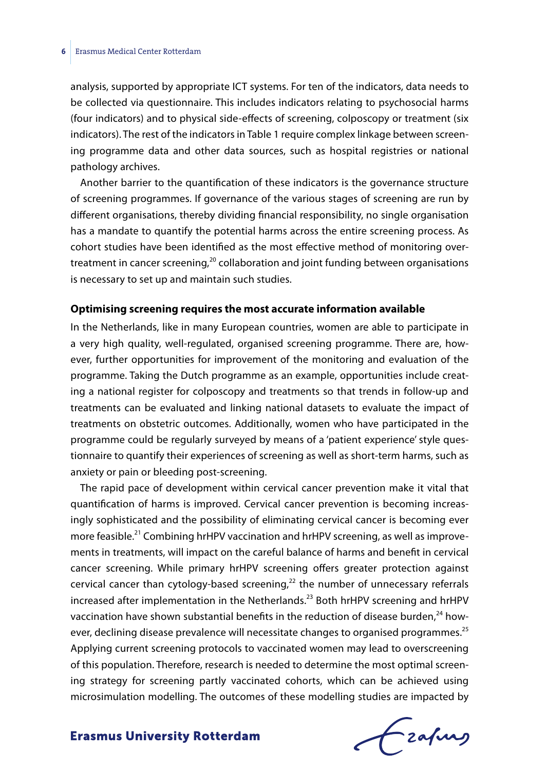analysis, supported by appropriate ICT systems. For ten of the indicators, data needs to be collected via questionnaire. This includes indicators relating to psychosocial harms (four indicators) and to physical side-effects of screening, colposcopy or treatment (six indicators). The rest of the indicators in Table 1 require complex linkage between screening programme data and other data sources, such as hospital registries or national pathology archives.

Another barrier to the quantification of these indicators is the governance structure of screening programmes. If governance of the various stages of screening are run by different organisations, thereby dividing financial responsibility, no single organisation has a mandate to quantify the potential harms across the entire screening process. As cohort studies have been identified as the most effective method of monitoring overtreatment in cancer screening,[20] collaboration and joint funding between organisations is necessary to set up and maintain such studies.

**Optimising screening requires the most accurate information available**

In the Netherlands, like in many European countries, women are able to participate in a very high quality, well-regulated, organised screening programme. There are, however, further opportunities for improvement of the monitoring and evaluation of the programme. Taking the Dutch programme as an example, opportunities include creating a national register for colposcopy and treatments so that trends in follow-up and treatments can be evaluated and linking national datasets to evaluate the impact of treatments on obstetric outcomes. Additionally, women who have participated in the programme could be regularly surveyed by means of a 'patient experience' style questionnaire to quantify their experiences of screening as well as short-term harms, such as anxiety or pain or bleeding post-screening.

The rapid pace of development within cervical cancer prevention make it vital that quantification of harms is improved. Cervical cancer prevention is becoming increasingly sophisticated and the possibility of eliminating cervical cancer is becoming ever more feasible.[21] Combining hrHPV vaccination and hrHPV screening, as well as improvements in treatments, will impact on the careful balance of harms and benefit in cervical cancer screening. While primary hrHPV screening offers greater protection against cervical cancer than cytology-based screening,[22] the number of unnecessary referrals increased after implementation in the Netherlands.[23] Both hrHPV screening and hrHPV vaccination have shown substantial benefits in the reduction of disease burden,[24] however, declining disease prevalence will necessitate changes to organised programmes.[25] Applying current screening protocols to vaccinated women may lead to overscreening of this population. Therefore, research is needed to determine the most optimal screening strategy for screening partly vaccinated cohorts, which can be achieved using microsimulation modelling. The outcomes of these modelling studies are impacted by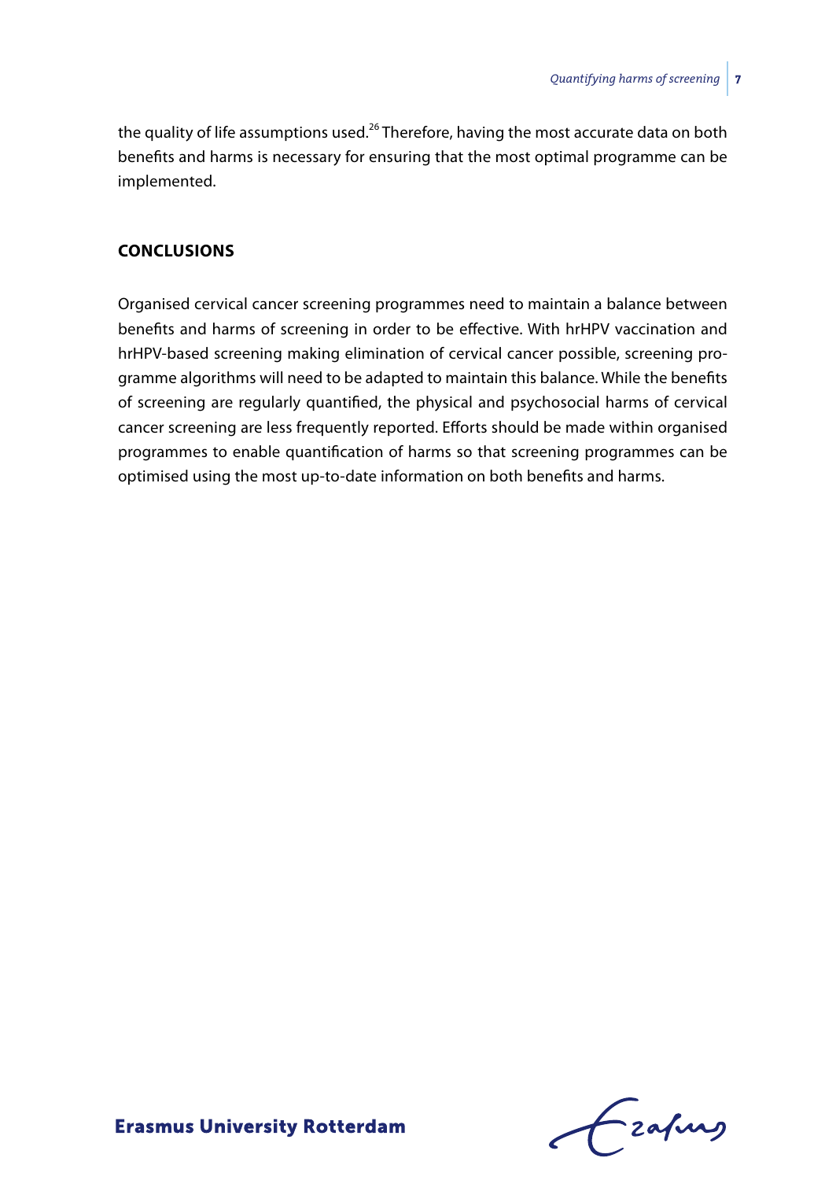the quality of life assumptions used.[26] Therefore, having the most accurate data on both benefits and harms is necessary for ensuring that the most optimal programme can be implemented.

## CONCLUSIONS

Organised cervical cancer screening programmes need to maintain a balance between benefits and harms of screening in order to be effective. With hrHPV vaccination and hrHPV-based screening making elimination of cervical cancer possible, screening programme algorithms will need to be adapted to maintain this balance. While the benefits of screening are regularly quantified, the physical and psychosocial harms of cervical cancer screening are less frequently reported. Efforts should be made within organised programmes to enable quantification of harms so that screening programmes can be optimised using the most up-to-date information on both benefits and harms.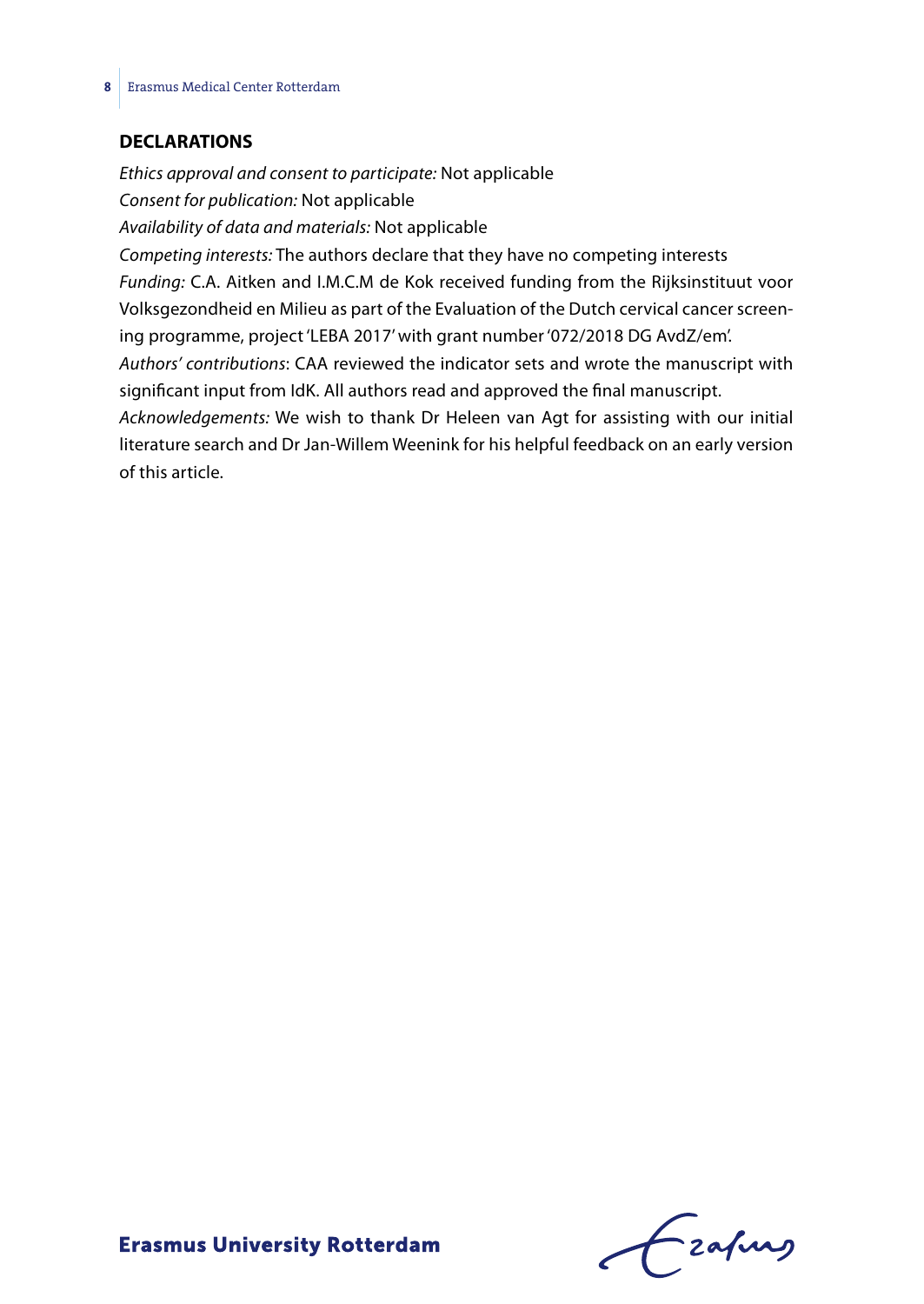## DECLARATIONS

*Ethics approval and consent to participate:* Not applicable

*Consent for publication:* Not applicable

*Availability of data and materials:* Not applicable

*Competing interests:* The authors declare that they have no competing interests

*Funding:* C.A. Aitken and I.M.C.M de Kok received funding from the Rijksinstituut voor Volksgezondheid en Milieu as part of the Evaluation of the Dutch cervical cancer screening programme, project 'LEBA 2017' with grant number '072/2018 DG AvdZ/em'.

*Authors' contributions*: CAA reviewed the indicator sets and wrote the manuscript with significant input from IdK. All authors read and approved the final manuscript.

*Acknowledgements:* We wish to thank Dr Heleen van Agt for assisting with our initial literature search and Dr Jan-Willem Weenink for his helpful feedback on an early version of this article.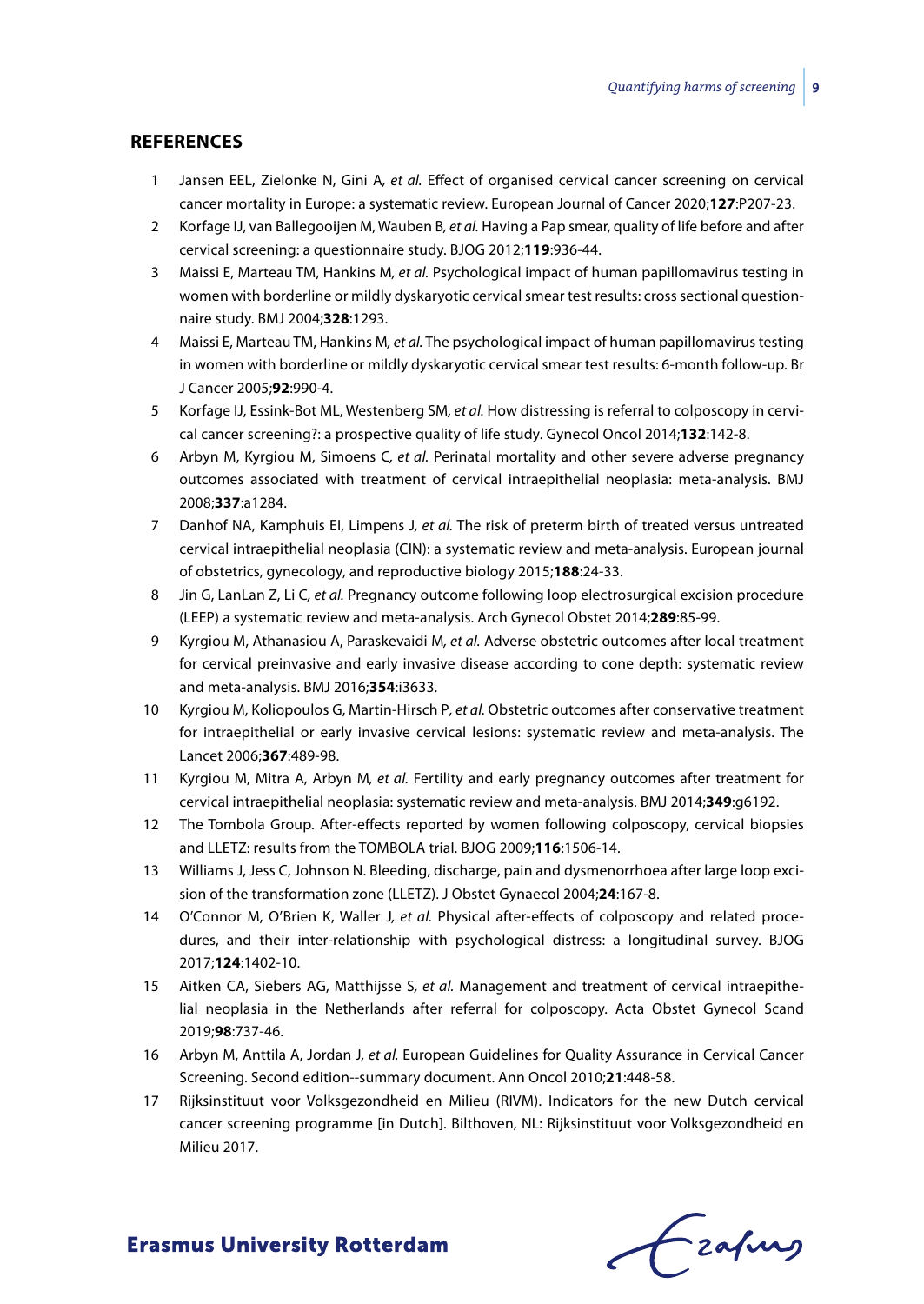## REFERENCES

1. Jansen EEL, Zielonke N, Gini A, *et al.* Effect of organised cervical cancer screening on cervical cancer mortality in Europe: a systematic review. European Journal of Cancer 2020;**127**:P207-23.
2. Korfage IJ, van Ballegooijen M, Wauben B, *et al.* Having a Pap smear, quality of life before and after cervical screening: a questionnaire study. BJOG 2012;**119**:936-44.
3. Maissi E, Marteau TM, Hankins M, *et al.* Psychological impact of human papillomavirus testing in women with borderline or mildly dyskaryotic cervical smear test results: cross sectional questionnaire study. BMJ 2004;**328**:1293.
4. Maissi E, Marteau TM, Hankins M, *et al.* The psychological impact of human papillomavirus testing in women with borderline or mildly dyskaryotic cervical smear test results: 6-month follow-up. Br J Cancer 2005;**92**:990-4.
5. Korfage IJ, Essink-Bot ML, Westenberg SM, *et al.* How distressing is referral to colposcopy in cervical cancer screening?: a prospective quality of life study. Gynecol Oncol 2014;**132**:142-8.
6. Arbyn M, Kyrgiou M, Simoens C, *et al.* Perinatal mortality and other severe adverse pregnancy outcomes associated with treatment of cervical intraepithelial neoplasia: meta-analysis. BMJ 2008;**337**:a1284.
7. Danhof NA, Kamphuis EI, Limpens J, *et al.* The risk of preterm birth of treated versus untreated cervical intraepithelial neoplasia (CIN): a systematic review and meta-analysis. European journal of obstetrics, gynecology, and reproductive biology 2015;**188**:24-33.
8. Jin G, LanLan Z, Li C, *et al.* Pregnancy outcome following loop electrosurgical excision procedure (LEEP) a systematic review and meta-analysis. Arch Gynecol Obstet 2014;**289**:85-99.
9. Kyrgiou M, Athanasiou A, Paraskevaidi M, *et al.* Adverse obstetric outcomes after local treatment for cervical preinvasive and early invasive disease according to cone depth: systematic review and meta-analysis. BMJ 2016;**354**:i3633.
10. Kyrgiou M, Koliopoulos G, Martin-Hirsch P, *et al.* Obstetric outcomes after conservative treatment for intraepithelial or early invasive cervical lesions: systematic review and meta-analysis. The Lancet 2006;**367**:489-98.
11. Kyrgiou M, Mitra A, Arbyn M, *et al.* Fertility and early pregnancy outcomes after treatment for cervical intraepithelial neoplasia: systematic review and meta-analysis. BMJ 2014;**349**:g6192.
12. The Tombola Group. After-effects reported by women following colposcopy, cervical biopsies and LLETZ: results from the TOMBOLA trial. BJOG 2009;**116**:1506-14.
13. Williams J, Jess C, Johnson N. Bleeding, discharge, pain and dysmenorrhoea after large loop excision of the transformation zone (LLETZ). J Obstet Gynaecol 2004;**24**:167-8.
14. O'Connor M, O'Brien K, Waller J, *et al.* Physical after-effects of colposcopy and related procedures, and their inter-relationship with psychological distress: a longitudinal survey. BJOG 2017;**124**:1402-10.
15. Aitken CA, Siebers AG, Matthijsse S, *et al.* Management and treatment of cervical intraepithelial neoplasia in the Netherlands after referral for colposcopy. Acta Obstet Gynecol Scand 2019;**98**:737-46.
16. Arbyn M, Anttila A, Jordan J, *et al.* European Guidelines for Quality Assurance in Cervical Cancer Screening. Second edition--summary document. Ann Oncol 2010;**21**:448-58.
17. Rijksinstituut voor Volksgezondheid en Milieu (RIVM). Indicators for the new Dutch cervical cancer screening programme [in Dutch]. Bilthoven, NL: Rijksinstituut voor Volksgezondheid en Milieu 2017.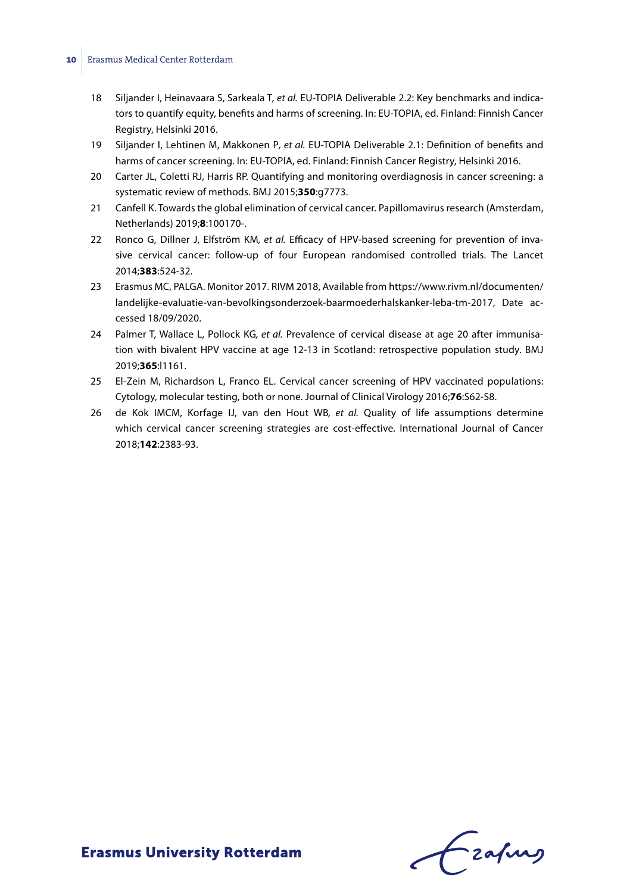18 Siljander I, Heinavaara S, Sarkeala T, *et al.* EU-TOPIA Deliverable 2.2: Key benchmarks and indicators to quantify equity, benefits and harms of screening. In: EU-TOPIA, ed. Finland: Finnish Cancer Registry, Helsinki 2016.

19 Siljander I, Lehtinen M, Makkonen P, *et al.* EU-TOPIA Deliverable 2.1: Definition of benefits and harms of cancer screening. In: EU-TOPIA, ed. Finland: Finnish Cancer Registry, Helsinki 2016.

20 Carter JL, Coletti RJ, Harris RP. Quantifying and monitoring overdiagnosis in cancer screening: a systematic review of methods. BMJ 2015;**350**:g7773.

21 Canfell K. Towards the global elimination of cervical cancer. Papillomavirus research (Amsterdam, Netherlands) 2019;**8**:100170-.

22 Ronco G, Dillner J, Elfström KM, *et al.* Efficacy of HPV-based screening for prevention of invasive cervical cancer: follow-up of four European randomised controlled trials. The Lancet 2014;**383**:524-32.

23 Erasmus MC, PALGA. Monitor 2017. RIVM 2018, Available from https://www.rivm.nl/documenten/landelijke-evaluatie-van-bevolkingsonderzoek-baarmoederhalskanker-leba-tm-2017, Date accessed 18/09/2020.

24 Palmer T, Wallace L, Pollock KG, *et al.* Prevalence of cervical disease at age 20 after immunisation with bivalent HPV vaccine at age 12-13 in Scotland: retrospective population study. BMJ 2019;**365**:l1161.

25 El-Zein M, Richardson L, Franco EL. Cervical cancer screening of HPV vaccinated populations: Cytology, molecular testing, both or none. Journal of Clinical Virology 2016;**76**:S62-S8.

26 de Kok IMCM, Korfage IJ, van den Hout WB, *et al.* Quality of life assumptions determine which cervical cancer screening strategies are cost-effective. International Journal of Cancer 2018;**142**:2383-93.